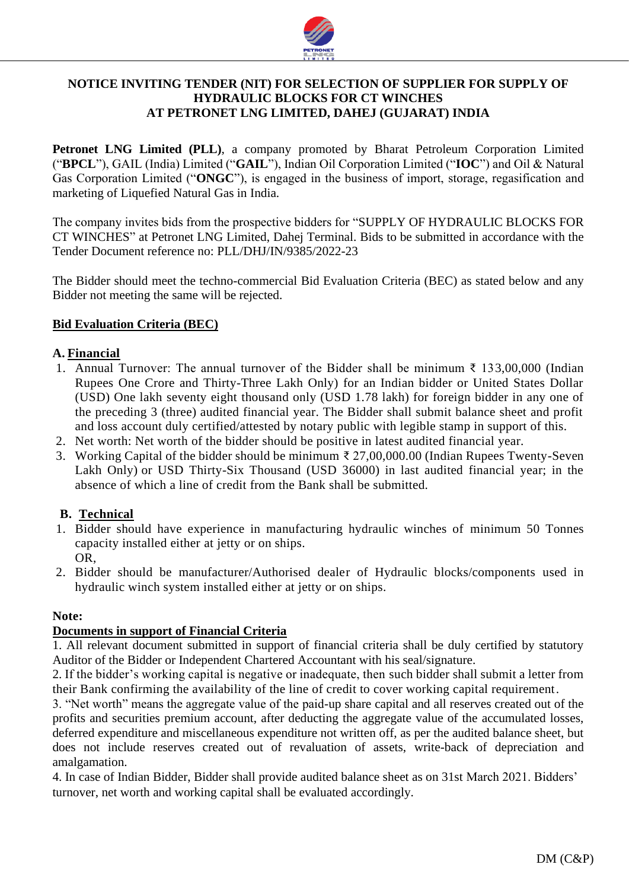# NOTICE INVITING TENDER (NIT) FOR SELECTION OF SUPPLIER FOR SUPPLY OF HYDRAULIC BLOCKS FOR CT WINCHES AT PETRONET LNG LIMITED, DAHEJ (GUJARAT) INDIA

**Petronet LNG Limited (PLL)**, a company promoted by Bharat Petroleum Corporation Limited ("**BPCL**"), GAIL (India) Limited ("**GAIL**"), Indian Oil Corporation Limited ("**IOC**") and Oil & Natural Gas Corporation Limited ("**ONGC**"), is engaged in the business of import, storage, regasification and marketing of Liquefied Natural Gas in India.

The company invites bids from the prospective bidders for "SUPPLY OF HYDRAULIC BLOCKS FOR CT WINCHES" at Petronet LNG Limited, Dahej Terminal. Bids to be submitted in accordance with the Tender Document reference no: PLL/DHJ/IN/9385/2022-23

The Bidder should meet the techno-commercial Bid Evaluation Criteria (BEC) as stated below and any Bidder not meeting the same will be rejected.

## Bid Evaluation Criteria (BEC)

### A. Financial

1. Annual Turnover: The annual turnover of the Bidder shall be minimum ₹ 133,00,000 (Indian Rupees One Crore and Thirty-Three Lakh Only) for an Indian bidder or United States Dollar (USD) One lakh seventy eight thousand only (USD 1.78 lakh) for foreign bidder in any one of the preceding 3 (three) audited financial year. The Bidder shall submit balance sheet and profit and loss account duly certified/attested by notary public with legible stamp in support of this.
2. Net worth: Net worth of the bidder should be positive in latest audited financial year.
3. Working Capital of the bidder should be minimum ₹ 27,00,000.00 (Indian Rupees Twenty-Seven Lakh Only) or USD Thirty-Six Thousand (USD 36000) in last audited financial year; in the absence of which a line of credit from the Bank shall be submitted.

### B. Technical

1. Bidder should have experience in manufacturing hydraulic winches of minimum 50 Tonnes capacity installed either at jetty or on ships.
   OR,
2. Bidder should be manufacturer/Authorised dealer of Hydraulic blocks/components used in hydraulic winch system installed either at jetty or on ships.

**Note:**

**Documents in support of Financial Criteria**

1. All relevant document submitted in support of financial criteria shall be duly certified by statutory Auditor of the Bidder or Independent Chartered Accountant with his seal/signature.
2. If the bidder's working capital is negative or inadequate, then such bidder shall submit a letter from their Bank confirming the availability of the line of credit to cover working capital requirement.
3. "Net worth" means the aggregate value of the paid-up share capital and all reserves created out of the profits and securities premium account, after deducting the aggregate value of the accumulated losses, deferred expenditure and miscellaneous expenditure not written off, as per the audited balance sheet, but does not include reserves created out of revaluation of assets, write-back of depreciation and amalgamation.
4. In case of Indian Bidder, Bidder shall provide audited balance sheet as on 31st March 2021. Bidders' turnover, net worth and working capital shall be evaluated accordingly.

DM (C&P)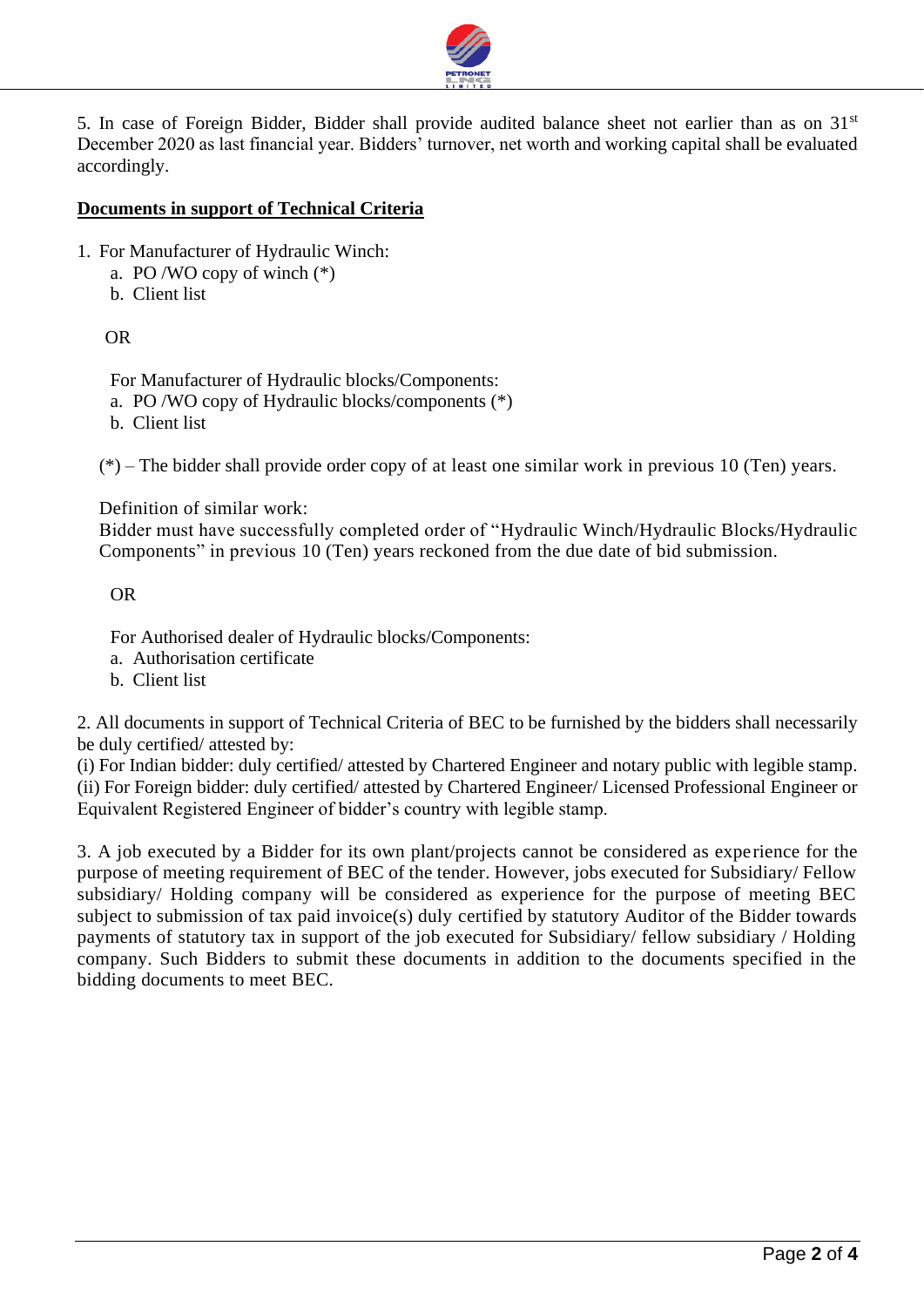5. In case of Foreign Bidder, Bidder shall provide audited balance sheet not earlier than as on 31st December 2020 as last financial year. Bidders' turnover, net worth and working capital shall be evaluated accordingly.

**Documents in support of Technical Criteria**

1. For Manufacturer of Hydraulic Winch:
   a. PO /WO copy of winch (*)
   b. Client list

   OR

   For Manufacturer of Hydraulic blocks/Components:
   a. PO /WO copy of Hydraulic blocks/components (*)
   b. Client list

   (*) – The bidder shall provide order copy of at least one similar work in previous 10 (Ten) years.

   Definition of similar work:
   Bidder must have successfully completed order of "Hydraulic Winch/Hydraulic Blocks/Hydraulic Components" in previous 10 (Ten) years reckoned from the due date of bid submission.

   OR

   For Authorised dealer of Hydraulic blocks/Components:
   a. Authorisation certificate
   b. Client list

2. All documents in support of Technical Criteria of BEC to be furnished by the bidders shall necessarily be duly certified/ attested by:
(i) For Indian bidder: duly certified/ attested by Chartered Engineer and notary public with legible stamp.
(ii) For Foreign bidder: duly certified/ attested by Chartered Engineer/ Licensed Professional Engineer or Equivalent Registered Engineer of bidder's country with legible stamp.

3. A job executed by a Bidder for its own plant/projects cannot be considered as experience for the purpose of meeting requirement of BEC of the tender. However, jobs executed for Subsidiary/ Fellow subsidiary/ Holding company will be considered as experience for the purpose of meeting BEC subject to submission of tax paid invoice(s) duly certified by statutory Auditor of the Bidder towards payments of statutory tax in support of the job executed for Subsidiary/ fellow subsidiary / Holding company. Such Bidders to submit these documents in addition to the documents specified in the bidding documents to meet BEC.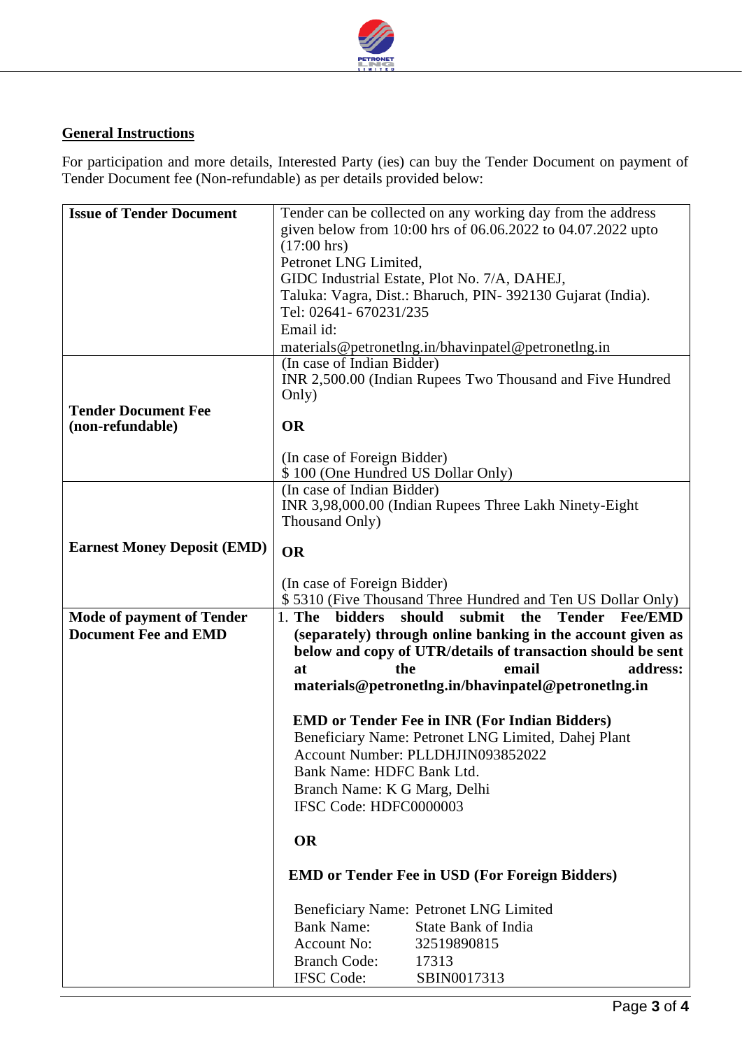## General Instructions

For participation and more details, Interested Party (ies) can buy the Tender Document on payment of Tender Document fee (Non-refundable) as per details provided below:

| **Issue of Tender Document** | Tender can be collected on any working day from the address given below from 10:00 hrs of 06.06.2022 to 04.07.2022 upto (17:00 hrs)<br>Petronet LNG Limited,<br>GIDC Industrial Estate, Plot No. 7/A, DAHEJ,<br>Taluka: Vagra, Dist.: Bharuch, PIN- 392130 Gujarat (India).<br>Tel: 02641- 670231/235<br>Email id:<br>materials@petronetlng.in/bhavinpatel@petronetlng.in |
|---|---|
| **Tender Document Fee (non-refundable)** | (In case of Indian Bidder)<br>INR 2,500.00 (Indian Rupees Two Thousand and Five Hundred Only)<br><br>**OR**<br><br>(In case of Foreign Bidder)<br>$ 100 (One Hundred US Dollar Only) |
| **Earnest Money Deposit (EMD)** | (In case of Indian Bidder)<br>INR 3,98,000.00 (Indian Rupees Three Lakh Ninety-Eight Thousand Only)<br><br>**OR**<br><br>(In case of Foreign Bidder)<br>$ 5310 (Five Thousand Three Hundred and Ten US Dollar Only) |
| **Mode of payment of Tender Document Fee and EMD** | 1. **The bidders should submit the Tender Fee/EMD (separately) through online banking in the account given as below and copy of UTR/details of transaction should be sent at the email address: materials@petronetlng.in/bhavinpatel@petronetlng.in**<br><br>**EMD or Tender Fee in INR (For Indian Bidders)**<br>Beneficiary Name: Petronet LNG Limited, Dahej Plant<br>Account Number: PLLDHJIN093852022<br>Bank Name: HDFC Bank Ltd.<br>Branch Name: K G Marg, Delhi<br>IFSC Code: HDFC0000003<br><br>**OR**<br><br>**EMD or Tender Fee in USD (For Foreign Bidders)**<br><br>Beneficiary Name: Petronet LNG Limited<br>Bank Name: State Bank of India<br>Account No: 32519890815<br>Branch Code: 17313<br>IFSC Code: SBIN0017313 |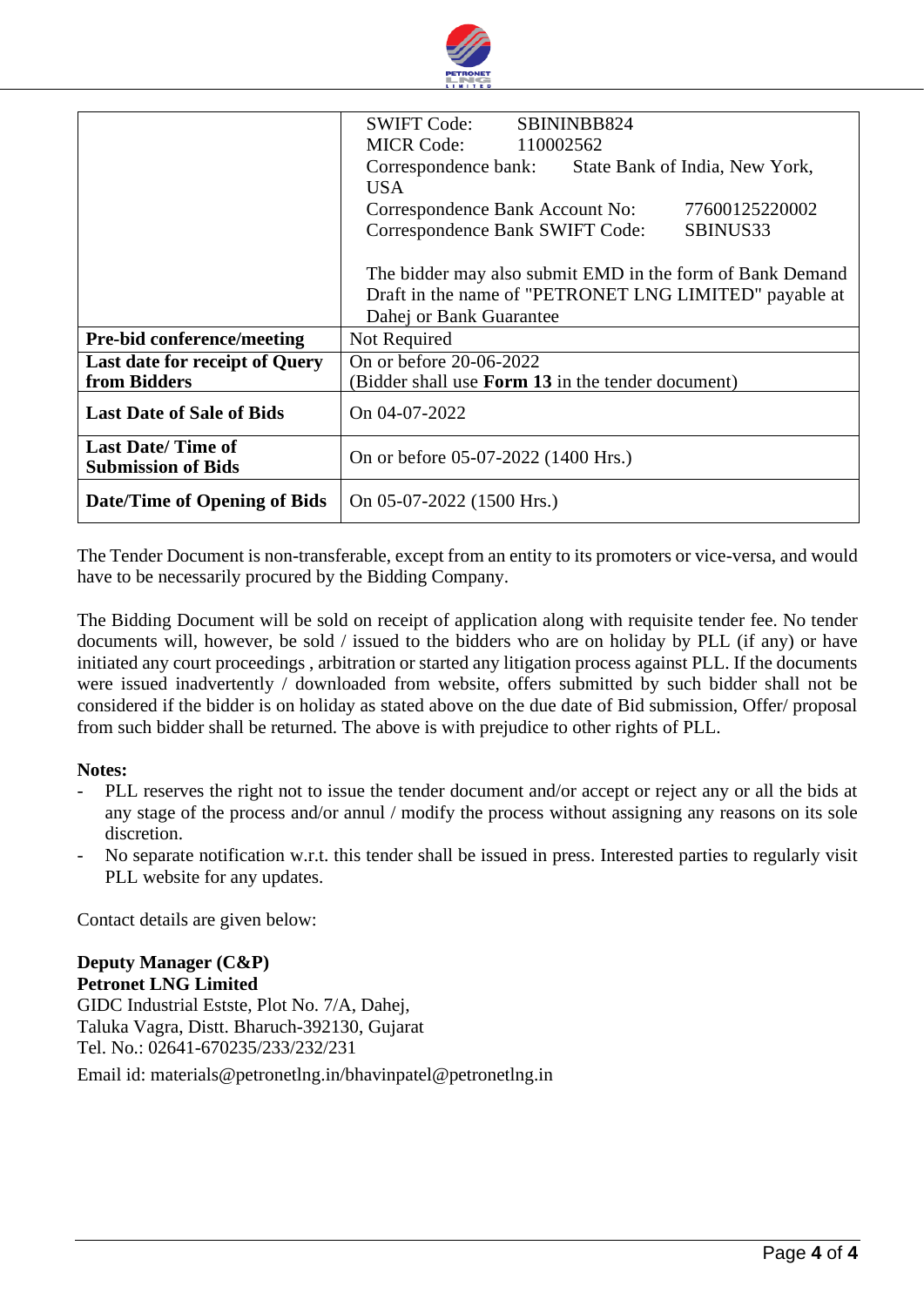| | |
|---|---|
| | SWIFT Code: SBININBB824<br>MICR Code: 110002562<br>Correspondence bank: State Bank of India, New York, USA<br>Correspondence Bank Account No: 77600125220002<br>Correspondence Bank SWIFT Code: SBINUS33<br><br>The bidder may also submit EMD in the form of Bank Demand Draft in the name of "PETRONET LNG LIMITED" payable at Dahej or Bank Guarantee |
| **Pre-bid conference/meeting** | Not Required |
| **Last date for receipt of Query from Bidders** | On or before 20-06-2022<br>(Bidder shall use **Form 13** in the tender document) |
| **Last Date of Sale of Bids** | On 04-07-2022 |
| **Last Date/ Time of Submission of Bids** | On or before 05-07-2022 (1400 Hrs.) |
| **Date/Time of Opening of Bids** | On 05-07-2022 (1500 Hrs.) |

The Tender Document is non-transferable, except from an entity to its promoters or vice-versa, and would have to be necessarily procured by the Bidding Company.

The Bidding Document will be sold on receipt of application along with requisite tender fee. No tender documents will, however, be sold / issued to the bidders who are on holiday by PLL (if any) or have initiated any court proceedings , arbitration or started any litigation process against PLL. If the documents were issued inadvertently / downloaded from website, offers submitted by such bidder shall not be considered if the bidder is on holiday as stated above on the due date of Bid submission, Offer/ proposal from such bidder shall be returned. The above is with prejudice to other rights of PLL.

**Notes:**

- PLL reserves the right not to issue the tender document and/or accept or reject any or all the bids at any stage of the process and/or annul / modify the process without assigning any reasons on its sole discretion.
- No separate notification w.r.t. this tender shall be issued in press. Interested parties to regularly visit PLL website for any updates.

Contact details are given below:

**Deputy Manager (C&P)**
**Petronet LNG Limited**
GIDC Industrial Estste, Plot No. 7/A, Dahej,
Taluka Vagra, Distt. Bharuch-392130, Gujarat
Tel. No.: 02641-670235/233/232/231
Email id: materials@petronetlng.in/bhavinpatel@petronetlng.in